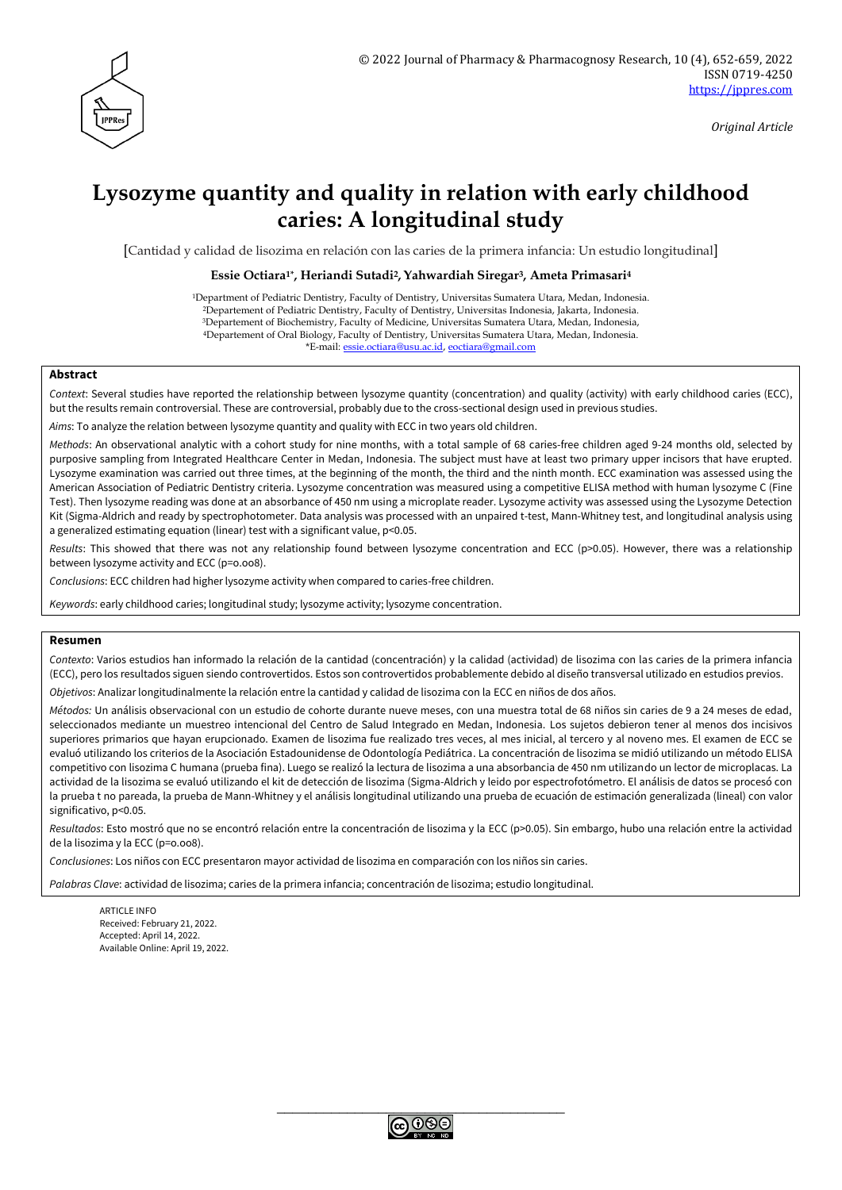Original Article

# Lysozyme quantity and quality in relation with early childhood caries: A longitudinal study

[Cantidad y calidad de lisozima en relación con las caries de la primera infancia: Un estudio longitudinal]

**Essie Octiara[1]*, Heriandi Sutadi[2], Yahwardiah Siregar[3], Ameta Primasari[4]**

[1]Department of Pediatric Dentistry, Faculty of Dentistry, Universitas Sumatera Utara, Medan, Indonesia.
[2]Departement of Pediatric Dentistry, Faculty of Dentistry, Universitas Indonesia, Jakarta, Indonesia.
[3]Departement of Biochemistry, Faculty of Medicine, Universitas Sumatera Utara, Medan, Indonesia,
[4]Departement of Oral Biology, Faculty of Dentistry, Universitas Sumatera Utara, Medan, Indonesia.
*E-mail: essie.octiara@usu.ac.id, eoctiara@gmail.com

## Abstract

*Context*: Several studies have reported the relationship between lysozyme quantity (concentration) and quality (activity) with early childhood caries (ECC), but the results remain controversial. These are controversial, probably due to the cross-sectional design used in previous studies.

*Aims*: To analyze the relation between lysozyme quantity and quality with ECC in two years old children.

*Methods*: An observational analytic with a cohort study for nine months, with a total sample of 68 caries-free children aged 9-24 months old, selected by purposive sampling from Integrated Healthcare Center in Medan, Indonesia. The subject must have at least two primary upper incisors that have erupted. Lysozyme examination was carried out three times, at the beginning of the month, the third and the ninth month. ECC examination was assessed using the American Association of Pediatric Dentistry criteria. Lysozyme concentration was measured using a competitive ELISA method with human lysozyme C (Fine Test). Then lysozyme reading was done at an absorbance of 450 nm using a microplate reader. Lysozyme activity was assessed using the Lysozyme Detection Kit (Sigma-Aldrich and ready by spectrophotometer. Data analysis was processed with an unpaired t-test, Mann-Whitney test, and longitudinal analysis using a generalized estimating equation (linear) test with a significant value, $p<0.05$.

*Results*: This showed that there was not any relationship found between lysozyme concentration and ECC ($p>0.05$). However, there was a relationship between lysozyme activity and ECC (p=o.oo8).

*Conclusions*: ECC children had higher lysozyme activity when compared to caries-free children.

*Keywords*: early childhood caries; longitudinal study; lysozyme activity; lysozyme concentration.

## Resumen

*Contexto*: Varios estudios han informado la relación de la cantidad (concentración) y la calidad (actividad) de lisozima con las caries de la primera infancia (ECC), pero los resultados siguen siendo controvertidos. Estos son controvertidos probablemente debido al diseño transversal utilizado en estudios previos.

*Objetivos*: Analizar longitudinalmente la relación entre la cantidad y calidad de lisozima con la ECC en niños de dos años.

*Métodos:* Un análisis observacional con un estudio de cohorte durante nueve meses, con una muestra total de 68 niños sin caries de 9 a 24 meses de edad, seleccionados mediante un muestreo intencional del Centro de Salud Integrado en Medan, Indonesia. Los sujetos debieron tener al menos dos incisivos superiores primarios que hayan erupcionado. Examen de lisozima fue realizado tres veces, al mes inicial, al tercero y al noveno mes. El examen de ECC se evaluó utilizando los criterios de la Asociación Estadounidense de Odontología Pediátrica. La concentración de lisozima se midió utilizando un método ELISA competitivo con lisozima C humana (prueba fina). Luego se realizó la lectura de lisozima a una absorbancia de 450 nm utilizando un lector de microplacas. La actividad de la lisozima se evaluó utilizando el kit de detección de lisozima (Sigma-Aldrich y leído por espectrofotómetro. El análisis de datos se procesó con la prueba t no pareada, la prueba de Mann-Whitney y el análisis longitudinal utilizando una prueba de ecuación de estimación generalizada (lineal) con valor significativo, $p<0.05$.

*Resultados*: Esto mostró que no se encontró relación entre la concentración de lisozima y la ECC ($p>0.05$). Sin embargo, hubo una relación entre la actividad de la lisozima y la ECC (p=o.oo8).

*Conclusiones*: Los niños con ECC presentaron mayor actividad de lisozima en comparación con los niños sin caries.

*Palabras Clave*: actividad de lisozima; caries de la primera infancia; concentración de lisozima; estudio longitudinal.

ARTICLE INFO
Received: February 21, 2022.
Accepted: April 14, 2022.
Available Online: April 19, 2022.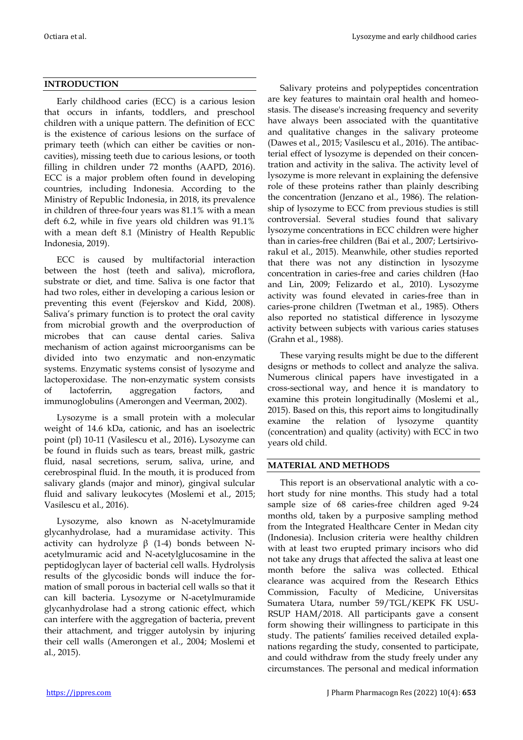## INTRODUCTION

Early childhood caries (ECC) is a carious lesion that occurs in infants, toddlers, and preschool children with a unique pattern. The definition of ECC is the existence of carious lesions on the surface of primary teeth (which can either be cavities or non-cavities), missing teeth due to carious lesions, or tooth filling in children under 72 months (AAPD, 2016). ECC is a major problem often found in developing countries, including Indonesia. According to the Ministry of Republic Indonesia, in 2018, its prevalence in children of three-four years was 81.1% with a mean deft 6.2, while in five years old children was 91.1% with a mean deft 8.1 (Ministry of Health Republic Indonesia, 2019).

ECC is caused by multifactorial interaction between the host (teeth and saliva), microflora, substrate or diet, and time. Saliva is one factor that had two roles, either in developing a carious lesion or preventing this event (Fejerskov and Kidd, 2008). Saliva's primary function is to protect the oral cavity from microbial growth and the overproduction of microbes that can cause dental caries. Saliva mechanism of action against microorganisms can be divided into two enzymatic and non-enzymatic systems. Enzymatic systems consist of lysozyme and lactoperoxidase. The non-enzymatic system consists of lactoferrin, aggregation factors, and immunoglobulins (Amerongen and Veerman, 2002).

Lysozyme is a small protein with a molecular weight of 14.6 kDa, cationic, and has an isoelectric point (pI) 10-11 (Vasilescu et al., 2016)**.** Lysozyme can be found in fluids such as tears, breast milk, gastric fluid, nasal secretions, serum, saliva, urine, and cerebrospinal fluid. In the mouth, it is produced from salivary glands (major and minor), gingival sulcular fluid and salivary leukocytes (Moslemi et al., 2015; Vasilescu et al., 2016).

Lysozyme, also known as N-acetylmuramide glycanhydrolase, had a muramidase activity. This activity can hydrolyze β (1-4) bonds between N-acetylmuramic acid and N-acetylglucosamine in the peptidoglycan layer of bacterial cell walls. Hydrolysis results of the glycosidic bonds will induce the formation of small porous in bacterial cell walls so that it can kill bacteria. Lysozyme or N-acetylmuramide glycanhydrolase had a strong cationic effect, which can interfere with the aggregation of bacteria, prevent their attachment, and trigger autolysin by injuring their cell walls (Amerongen et al., 2004; Moslemi et al., 2015).

Salivary proteins and polypeptides concentration are key features to maintain oral health and homeostasis. The disease's increasing frequency and severity have always been associated with the quantitative and qualitative changes in the salivary proteome (Dawes et al., 2015; Vasilescu et al., 2016). The antibacterial effect of lysozyme is depended on their concentration and activity in the saliva. The activity level of lysozyme is more relevant in explaining the defensive role of these proteins rather than plainly describing the concentration (Jenzano et al., 1986). The relationship of lysozyme to ECC from previous studies is still controversial. Several studies found that salivary lysozyme concentrations in ECC children were higher than in caries-free children (Bai et al., 2007; Lertsirivorakul et al., 2015). Meanwhile, other studies reported that there was not any distinction in lysozyme concentration in caries-free and caries children (Hao and Lin, 2009; Felizardo et al., 2010). Lysozyme activity was found elevated in caries-free than in caries-prone children (Twetman et al., 1985). Others also reported no statistical difference in lysozyme activity between subjects with various caries statuses (Grahn et al., 1988).

These varying results might be due to the different designs or methods to collect and analyze the saliva. Numerous clinical papers have investigated in a cross-sectional way, and hence it is mandatory to examine this protein longitudinally (Moslemi et al., 2015). Based on this, this report aims to longitudinally examine the relation of lysozyme quantity (concentration) and quality (activity) with ECC in two years old child.

## MATERIAL AND METHODS

This report is an observational analytic with a cohort study for nine months. This study had a total sample size of 68 caries-free children aged 9-24 months old, taken by a purposive sampling method from the Integrated Healthcare Center in Medan city (Indonesia). Inclusion criteria were healthy children with at least two erupted primary incisors who did not take any drugs that affected the saliva at least one month before the saliva was collected. Ethical clearance was acquired from the Research Ethics Commission, Faculty of Medicine, Universitas Sumatera Utara, number 59/TGL/KEPK FK USU-RSUP HAM/2018. All participants gave a consent form showing their willingness to participate in this study. The patients' families received detailed explanations regarding the study, consented to participate, and could withdraw from the study freely under any circumstances. The personal and medical information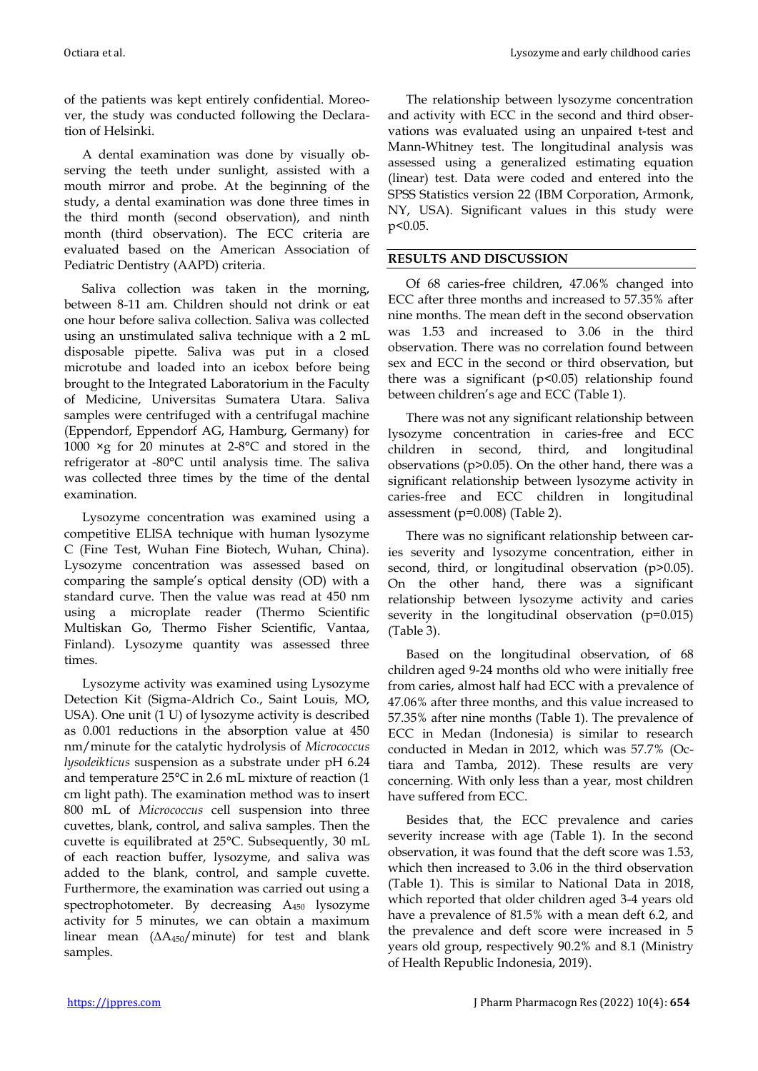of the patients was kept entirely confidential. Moreover, the study was conducted following the Declaration of Helsinki.

A dental examination was done by visually observing the teeth under sunlight, assisted with a mouth mirror and probe. At the beginning of the study, a dental examination was done three times in the third month (second observation), and ninth month (third observation). The ECC criteria are evaluated based on the American Association of Pediatric Dentistry (AAPD) criteria.

Saliva collection was taken in the morning, between 8-11 am. Children should not drink or eat one hour before saliva collection. Saliva was collected using an unstimulated saliva technique with a 2 mL disposable pipette. Saliva was put in a closed microtube and loaded into an icebox before being brought to the Integrated Laboratorium in the Faculty of Medicine, Universitas Sumatera Utara. Saliva samples were centrifuged with a centrifugal machine (Eppendorf, Eppendorf AG, Hamburg, Germany) for 1000 ×g for 20 minutes at 2-8°C and stored in the refrigerator at -80°C until analysis time. The saliva was collected three times by the time of the dental examination.

Lysozyme concentration was examined using a competitive ELISA technique with human lysozyme C (Fine Test, Wuhan Fine Biotech, Wuhan, China). Lysozyme concentration was assessed based on comparing the sample's optical density (OD) with a standard curve. Then the value was read at 450 nm using a microplate reader (Thermo Scientific Multiskan Go, Thermo Fisher Scientific, Vantaa, Finland). Lysozyme quantity was assessed three times.

Lysozyme activity was examined using Lysozyme Detection Kit (Sigma-Aldrich Co., Saint Louis, MO, USA). One unit (1 U) of lysozyme activity is described as 0.001 reductions in the absorption value at 450 nm/minute for the catalytic hydrolysis of *Micrococcus lysodeikticus* suspension as a substrate under pH 6.24 and temperature 25°C in 2.6 mL mixture of reaction (1 cm light path). The examination method was to insert 800 mL of *Micrococcus* cell suspension into three cuvettes, blank, control, and saliva samples. Then the cuvette is equilibrated at 25°C. Subsequently, 30 mL of each reaction buffer, lysozyme, and saliva was added to the blank, control, and sample cuvette. Furthermore, the examination was carried out using a spectrophotometer. By decreasing $A_{450}$ lysozyme activity for 5 minutes, we can obtain a maximum linear mean ($\Delta A_{450}$/minute) for test and blank samples.

The relationship between lysozyme concentration and activity with ECC in the second and third observations was evaluated using an unpaired t-test and Mann-Whitney test. The longitudinal analysis was assessed using a generalized estimating equation (linear) test. Data were coded and entered into the SPSS Statistics version 22 (IBM Corporation, Armonk, NY, USA). Significant values in this study were $p<0.05$.

## RESULTS AND DISCUSSION

Of 68 caries-free children, 47.06% changed into ECC after three months and increased to 57.35% after nine months. The mean deft in the second observation was 1.53 and increased to 3.06 in the third observation. There was no correlation found between sex and ECC in the second or third observation, but there was a significant ($p<0.05$) relationship found between children's age and ECC (Table 1).

There was not any significant relationship between lysozyme concentration in caries-free and ECC children in second, third, and longitudinal observations ($p>0.05$). On the other hand, there was a significant relationship between lysozyme activity in caries-free and ECC children in longitudinal assessment ($p=0.008$) (Table 2).

There was no significant relationship between caries severity and lysozyme concentration, either in second, third, or longitudinal observation ($p>0.05$). On the other hand, there was a significant relationship between lysozyme activity and caries severity in the longitudinal observation ($p=0.015$) (Table 3).

Based on the longitudinal observation, of 68 children aged 9-24 months old who were initially free from caries, almost half had ECC with a prevalence of 47.06% after three months, and this value increased to 57.35% after nine months (Table 1). The prevalence of ECC in Medan (Indonesia) is similar to research conducted in Medan in 2012, which was 57.7% (Octiara and Tamba, 2012). These results are very concerning. With only less than a year, most children have suffered from ECC.

Besides that, the ECC prevalence and caries severity increase with age (Table 1). In the second observation, it was found that the deft score was 1.53, which then increased to 3.06 in the third observation (Table 1). This is similar to National Data in 2018, which reported that older children aged 3-4 years old have a prevalence of 81.5% with a mean deft 6.2, and the prevalence and deft score were increased in 5 years old group, respectively 90.2% and 8.1 (Ministry of Health Republic Indonesia, 2019).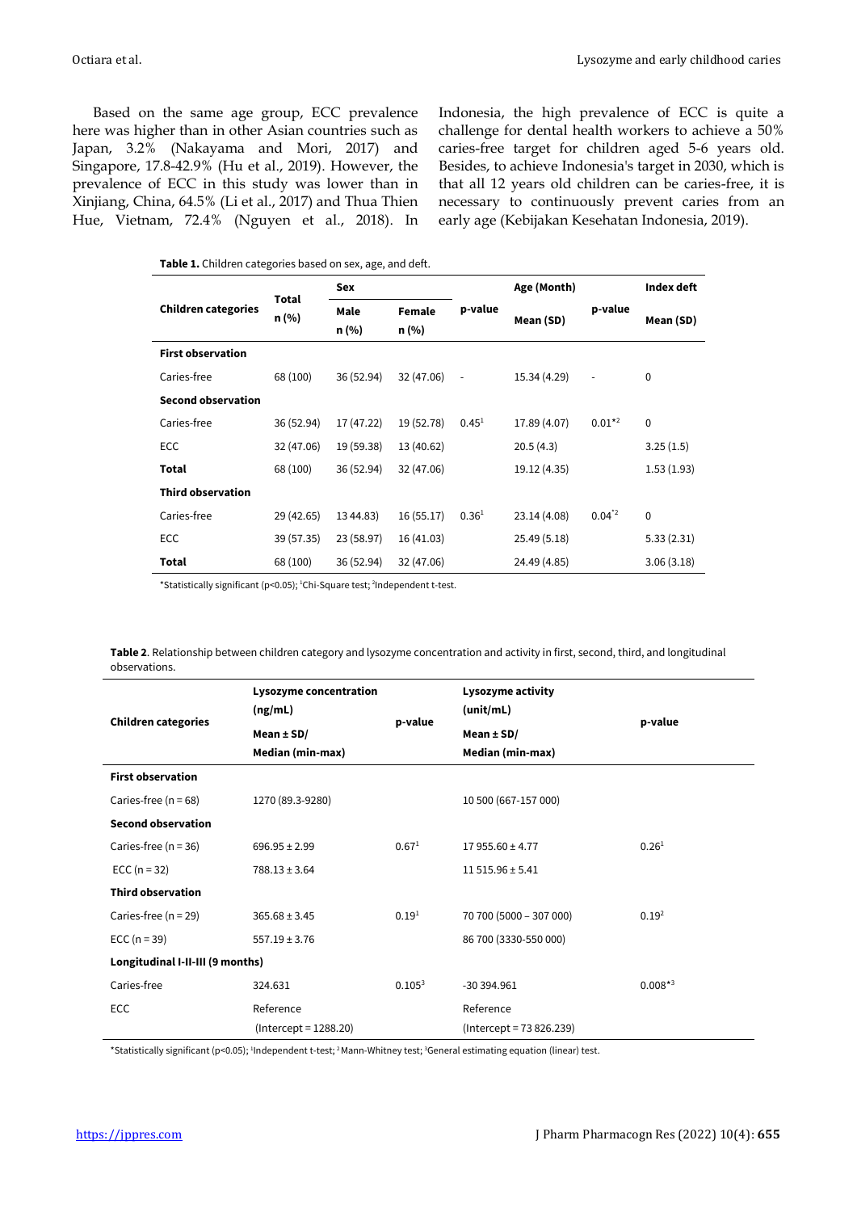Based on the same age group, ECC prevalence here was higher than in other Asian countries such as Japan, 3.2% (Nakayama and Mori, 2017) and Singapore, 17.8-42.9% (Hu et al., 2019). However, the prevalence of ECC in this study was lower than in Xinjiang, China, 64.5% (Li et al., 2017) and Thua Thien Hue, Vietnam, 72.4% (Nguyen et al., 2018). In Indonesia, the high prevalence of ECC is quite a challenge for dental health workers to achieve a 50% caries-free target for children aged 5-6 years old. Besides, to achieve Indonesia's target in 2030, which is that all 12 years old children can be caries-free, it is necessary to continuously prevent caries from an early age (Kebijakan Kesehatan Indonesia, 2019).

**Table 1.** Children categories based on sex, age, and deft.

| Children categories | Total n (%) | Sex | | p-value | Age (Month) | p-value | Index deft |
|---|---|---|---|---|---|---|---|
| | | Male n (%) | Female n (%) | | Mean (SD) | | Mean (SD) |
| **First observation** | | | | | | | |
| Caries-free | 68 (100) | 36 (52.94) | 32 (47.06) | - | 15.34 (4.29) | - | 0 |
| **Second observation** | | | | | | | |
| Caries-free | 36 (52.94) | 17 (47.22) | 19 (52.78) | 0.45[1] | 17.89 (4.07) | 0.01*[2] | 0 |
| ECC | 32 (47.06) | 19 (59.38) | 13 (40.62) | | 20.5 (4.3) | | 3.25 (1.5) |
| **Total** | 68 (100) | 36 (52.94) | 32 (47.06) | | 19.12 (4.35) | | 1.53 (1.93) |
| **Third observation** | | | | | | | |
| Caries-free | 29 (42.65) | 13 44.83) | 16 (55.17) | 0.36[1] | 23.14 (4.08) | 0.04*[2] | 0 |
| ECC | 39 (57.35) | 23 (58.97) | 16 (41.03) | | 25.49 (5.18) | | 5.33 (2.31) |
| **Total** | 68 (100) | 36 (52.94) | 32 (47.06) | | 24.49 (4.85) | | 3.06 (3.18) |

*Statistically significant ($p<0.05$); [1]Chi-Square test; [2]Independent t-test.

**Table 2**. Relationship between children category and lysozyme concentration and activity in first, second, third, and longitudinal observations.

| Children categories | Lysozyme concentration (ng/mL) Mean ± SD/ Median (min-max) | p-value | Lysozyme activity (unit/mL) Mean ± SD/ Median (min-max) | p-value |
|---|---|---|---|---|
| **First observation** | | | | |
| Caries-free (n = 68) | 1270 (89.3-9280) | | 10 500 (667-157 000) | |
| **Second observation** | | | | |
| Caries-free (n = 36) | 696.95 ± 2.99 | 0.67[1] | 17 955.60 ± 4.77 | 0.26[1] |
| ECC (n = 32) | 788.13 ± 3.64 | | 11 515.96 ± 5.41 | |
| **Third observation** | | | | |
| Caries-free (n = 29) | 365.68 ± 3.45 | 0.19[1] | 70 700 (5000 – 307 000) | 0.19[2] |
| ECC (n = 39) | 557.19 ± 3.76 | | 86 700 (3330-550 000) | |
| **Longitudinal I-II-III (9 months)** | | | | |
| Caries-free | 324.631 | 0.105[3] | -30 394.961 | 0.008*[3] |
| ECC | Reference (Intercept = 1288.20) | | Reference (Intercept = 73 826.239) | |

*Statistically significant ($p<0.05$); [1]Independent t-test; [2]Mann-Whitney test; [3]General estimating equation (linear) test.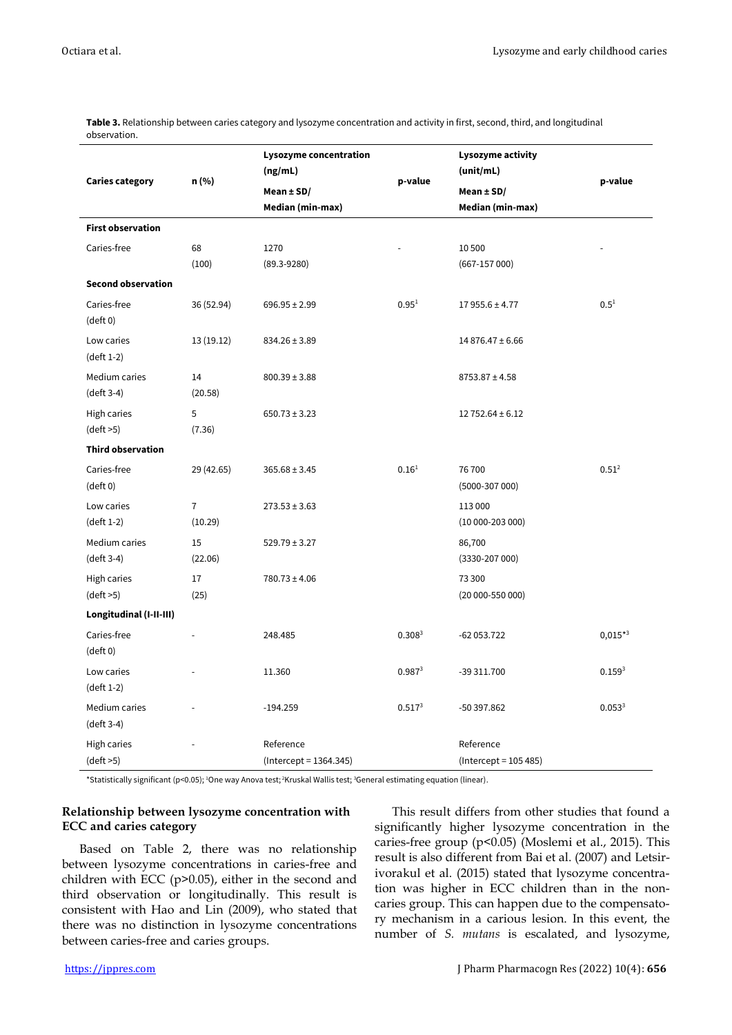**Table 3.** Relationship between caries category and lysozyme concentration and activity in first, second, third, and longitudinal observation.

| Caries category | n (%) | Lysozyme concentration (ng/mL) Mean ± SD/ Median (min-max) | p-value | Lysozyme activity (unit/mL) Mean ± SD/ Median (min-max) | p-value |
|---|---|---|---|---|---|
| **First observation** | | | | | |
| Caries-free | 68 (100) | 1270 (89.3-9280) | - | 10 500 (667-157 000) | - |
| **Second observation** | | | | | |
| Caries-free (deft 0) | 36 (52.94) | 696.95 ± 2.99 | 0.95[1] | 17 955.6 ± 4.77 | 0.5[1] |
| Low caries (deft 1-2) | 13 (19.12) | 834.26 ± 3.89 | | 14 876.47 ± 6.66 | |
| Medium caries (deft 3-4) | 14 (20.58) | 800.39 ± 3.88 | | 8753.87 ± 4.58 | |
| High caries (deft >5) | 5 (7.36) | 650.73 ± 3.23 | | 12 752.64 ± 6.12 | |
| **Third observation** | | | | | |
| Caries-free (deft 0) | 29 (42.65) | 365.68 ± 3.45 | 0.16[1] | 76 700 (5000-307 000) | 0.51[2] |
| Low caries (deft 1-2) | 7 (10.29) | 273.53 ± 3.63 | | 113 000 (10 000-203 000) | |
| Medium caries (deft 3-4) | 15 (22.06) | 529.79 ± 3.27 | | 86,700 (3330-207 000) | |
| High caries (deft >5) | 17 (25) | 780.73 ± 4.06 | | 73 300 (20 000-550 000) | |
| **Longitudinal (I-II-III)** | | | | | |
| Caries-free (deft 0) | - | 248.485 | 0.308[3] | -62 053.722 | 0,015*[3] |
| Low caries (deft 1-2) | - | 11.360 | 0.987[3] | -39 311.700 | 0.159[3] |
| Medium caries (deft 3-4) | - | -194.259 | 0.517[3] | -50 397.862 | 0.053[3] |
| High caries (deft >5) | - | Reference (Intercept = 1364.345) | | Reference (Intercept = 105 485) | |

*Statistically significant (p<0.05); [1]One way Anova test; [2]Kruskal Wallis test; [3]General estimating equation (linear).

### Relationship between lysozyme concentration with ECC and caries category

Based on Table 2, there was no relationship between lysozyme concentrations in caries-free and children with ECC ($p>0.05$), either in the second and third observation or longitudinally. This result is consistent with Hao and Lin (2009), who stated that there was no distinction in lysozyme concentrations between caries-free and caries groups.

This result differs from other studies that found a significantly higher lysozyme concentration in the caries-free group ($p<0.05$) (Moslemi et al., 2015). This result is also different from Bai et al. (2007) and Letsirivorakul et al. (2015) stated that lysozyme concentration was higher in ECC children than in the non-caries group. This can happen due to the compensatory mechanism in a carious lesion. In this event, the number of *S. mutans* is escalated, and lysozyme,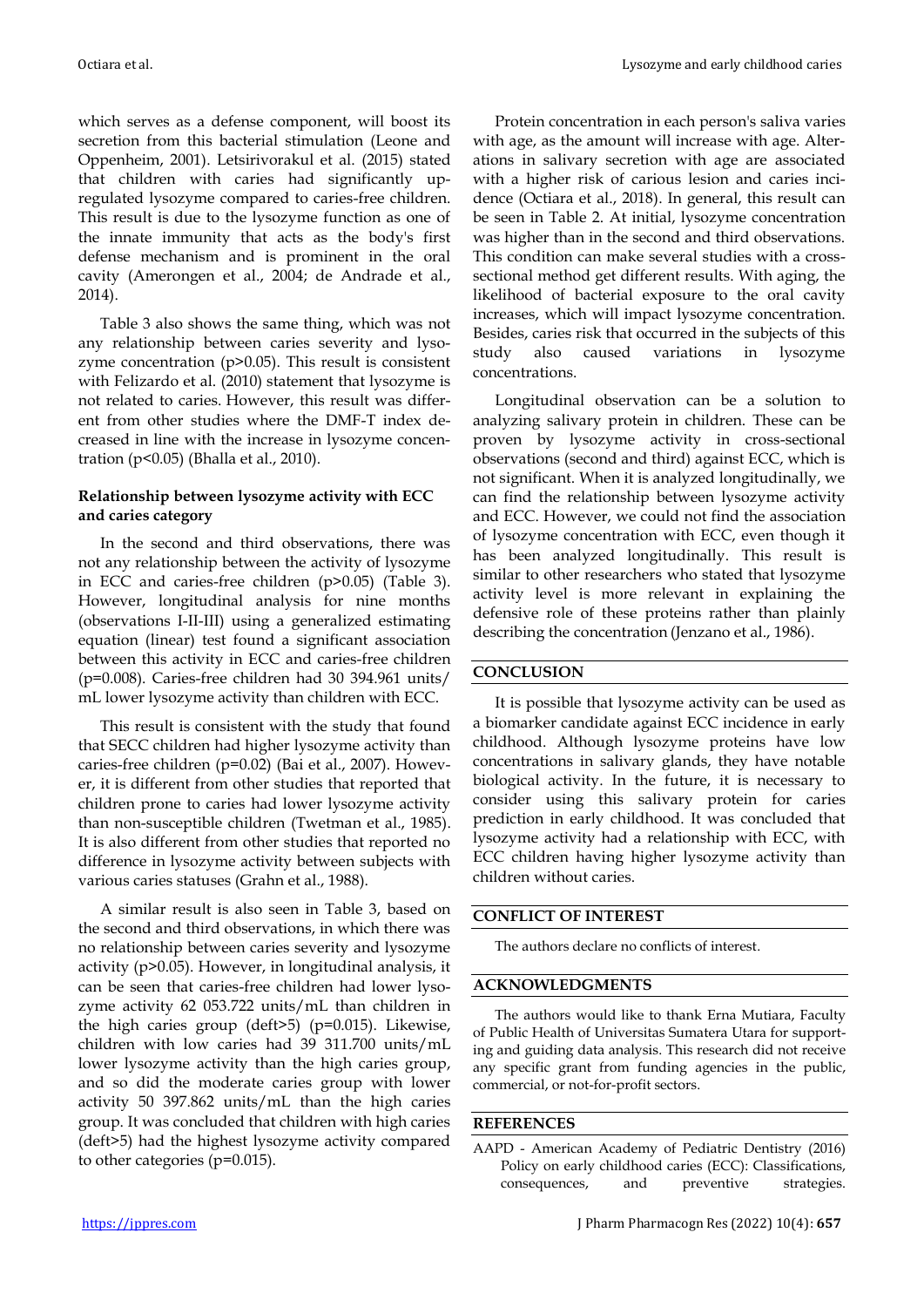which serves as a defense component, will boost its secretion from this bacterial stimulation (Leone and Oppenheim, 2001). Letsirivorakul et al. (2015) stated that children with caries had significantly upregulated lysozyme compared to caries-free children. This result is due to the lysozyme function as one of the innate immunity that acts as the body's first defense mechanism and is prominent in the oral cavity (Amerongen et al., 2004; de Andrade et al., 2014).

Table 3 also shows the same thing, which was not any relationship between caries severity and lysozyme concentration ($p>0.05$). This result is consistent with Felizardo et al. (2010) statement that lysozyme is not related to caries. However, this result was different from other studies where the DMF-T index decreased in line with the increase in lysozyme concentration ($p<0.05$) (Bhalla et al., 2010).

### Relationship between lysozyme activity with ECC and caries category

In the second and third observations, there was not any relationship between the activity of lysozyme in ECC and caries-free children ($p>0.05$) (Table 3). However, longitudinal analysis for nine months (observations I-II-III) using a generalized estimating equation (linear) test found a significant association between this activity in ECC and caries-free children ($p=0.008$). Caries-free children had 30 394.961 units/mL lower lysozyme activity than children with ECC.

This result is consistent with the study that found that SECC children had higher lysozyme activity than caries-free children ($p=0.02$) (Bai et al., 2007). However, it is different from other studies that reported that children prone to caries had lower lysozyme activity than non-susceptible children (Twetman et al., 1985). It is also different from other studies that reported no difference in lysozyme activity between subjects with various caries statuses (Grahn et al., 1988).

A similar result is also seen in Table 3, based on the second and third observations, in which there was no relationship between caries severity and lysozyme activity ($p>0.05$). However, in longitudinal analysis, it can be seen that caries-free children had lower lysozyme activity 62 053.722 units/mL than children in the high caries group (deft>5) ($p=0.015$). Likewise, children with low caries had 39 311.700 units/mL lower lysozyme activity than the high caries group, and so did the moderate caries group with lower activity 50 397.862 units/mL than the high caries group. It was concluded that children with high caries (deft>5) had the highest lysozyme activity compared to other categories ($p=0.015$).

Protein concentration in each person's saliva varies with age, as the amount will increase with age. Alterations in salivary secretion with age are associated with a higher risk of carious lesion and caries incidence (Octiara et al., 2018). In general, this result can be seen in Table 2. At initial, lysozyme concentration was higher than in the second and third observations. This condition can make several studies with a cross-sectional method get different results. With aging, the likelihood of bacterial exposure to the oral cavity increases, which will impact lysozyme concentration. Besides, caries risk that occurred in the subjects of this study also caused variations in lysozyme concentrations.

Longitudinal observation can be a solution to analyzing salivary protein in children. These can be proven by lysozyme activity in cross-sectional observations (second and third) against ECC, which is not significant. When it is analyzed longitudinally, we can find the relationship between lysozyme activity and ECC. However, we could not find the association of lysozyme concentration with ECC, even though it has been analyzed longitudinally. This result is similar to other researchers who stated that lysozyme activity level is more relevant in explaining the defensive role of these proteins rather than plainly describing the concentration (Jenzano et al., 1986).

## CONCLUSION

It is possible that lysozyme activity can be used as a biomarker candidate against ECC incidence in early childhood. Although lysozyme proteins have low concentrations in salivary glands, they have notable biological activity. In the future, it is necessary to consider using this salivary protein for caries prediction in early childhood. It was concluded that lysozyme activity had a relationship with ECC, with ECC children having higher lysozyme activity than children without caries.

## CONFLICT OF INTEREST

The authors declare no conflicts of interest.

## ACKNOWLEDGMENTS

The authors would like to thank Erna Mutiara, Faculty of Public Health of Universitas Sumatera Utara for supporting and guiding data analysis. This research did not receive any specific grant from funding agencies in the public, commercial, or not-for-profit sectors.

## REFERENCES

AAPD - American Academy of Pediatric Dentistry (2016) Policy on early childhood caries (ECC): Classifications, consequences, and preventive strategies.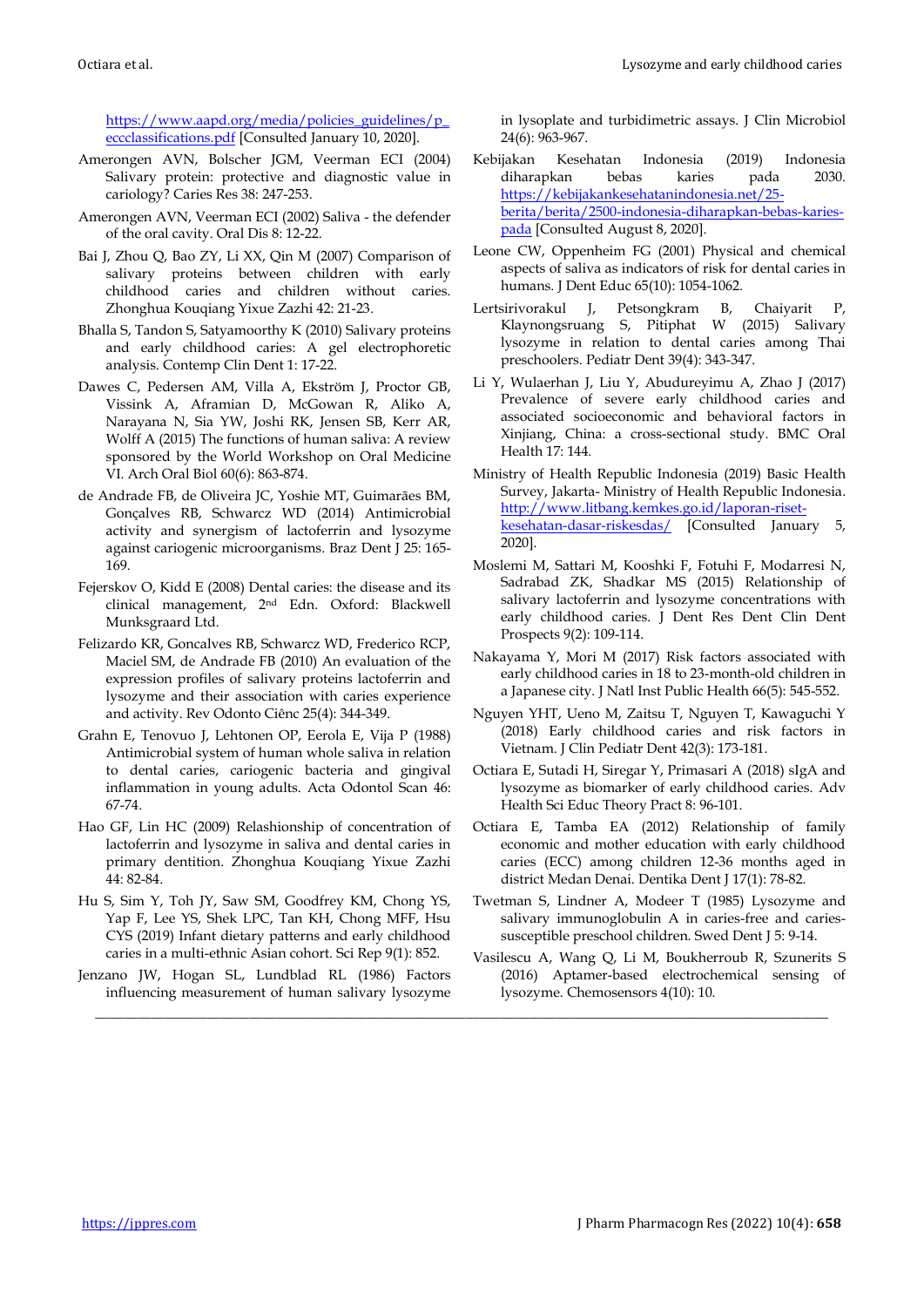https://www.aapd.org/media/policies_guidelines/p_eccclassifications.pdf [Consulted January 10, 2020].

Amerongen AVN, Bolscher JGM, Veerman ECI (2004) Salivary protein: protective and diagnostic value in cariology? Caries Res 38: 247-253.

Amerongen AVN, Veerman ECI (2002) Saliva - the defender of the oral cavity. Oral Dis 8: 12-22.

Bai J, Zhou Q, Bao ZY, Li XX, Qin M (2007) Comparison of salivary proteins between children with early childhood caries and children without caries. Zhonghua Kouqiang Yixue Zazhi 42: 21-23.

Bhalla S, Tandon S, Satyamoorthy K (2010) Salivary proteins and early childhood caries: A gel electrophoretic analysis. Contemp Clin Dent 1: 17-22.

Dawes C, Pedersen AM, Villa A, Ekström J, Proctor GB, Vissink A, Aframian D, McGowan R, Aliko A, Narayana N, Sia YW, Joshi RK, Jensen SB, Kerr AR, Wolff A (2015) The functions of human saliva: A review sponsored by the World Workshop on Oral Medicine VI. Arch Oral Biol 60(6): 863-874.

de Andrade FB, de Oliveira JC, Yoshie MT, Guimarães BM, Gonçalves RB, Schwarcz WD (2014) Antimicrobial activity and synergism of lactoferrin and lysozyme against cariogenic microorganisms. Braz Dent J 25: 165-169.

Fejerskov O, Kidd E (2008) Dental caries: the disease and its clinical management, 2nd Edn. Oxford: Blackwell Munksgraard Ltd.

Felizardo KR, Goncalves RB, Schwarcz WD, Frederico RCP, Maciel SM, de Andrade FB (2010) An evaluation of the expression profiles of salivary proteins lactoferrin and lysozyme and their association with caries experience and activity. Rev Odonto Ciênc 25(4): 344-349.

Grahn E, Tenovuo J, Lehtonen OP, Eerola E, Vija P (1988) Antimicrobial system of human whole saliva in relation to dental caries, cariogenic bacteria and gingival inflammation in young adults. Acta Odontol Scan 46: 67-74.

Hao GF, Lin HC (2009) Relashionship of concentration of lactoferrin and lysozyme in saliva and dental caries in primary dentition. Zhonghua Kouqiang Yixue Zazhi 44: 82-84.

Hu S, Sim Y, Toh JY, Saw SM, Goodfrey KM, Chong YS, Yap F, Lee YS, Shek LPC, Tan KH, Chong MFF, Hsu CYS (2019) Infant dietary patterns and early childhood caries in a multi-ethnic Asian cohort. Sci Rep 9(1): 852.

Jenzano JW, Hogan SL, Lundblad RL (1986) Factors influencing measurement of human salivary lysozyme in lysoplate and turbidimetric assays. J Clin Microbiol 24(6): 963-967.

Kebijakan Kesehatan Indonesia (2019) Indonesia diharapkan bebas karies pada 2030. https://kebijakankesehatanindonesia.net/25-berita/berita/2500-indonesia-diharapkan-bebas-karies-pada [Consulted August 8, 2020].

Leone CW, Oppenheim FG (2001) Physical and chemical aspects of saliva as indicators of risk for dental caries in humans. J Dent Educ 65(10): 1054-1062.

Lertsirivorakul J, Petsongkram B, Chaiyarit P, Klaynongsruang S, Pitiphat W (2015) Salivary lysozyme in relation to dental caries among Thai preschoolers. Pediatr Dent 39(4): 343-347.

Li Y, Wulaerhan J, Liu Y, Abudureyimu A, Zhao J (2017) Prevalence of severe early childhood caries and associated socioeconomic and behavioral factors in Xinjiang, China: a cross-sectional study. BMC Oral Health 17: 144.

Ministry of Health Republic Indonesia (2019) Basic Health Survey, Jakarta- Ministry of Health Republic Indonesia. http://www.litbang.kemkes.go.id/laporan-riset-kesehatan-dasar-riskesdas/ [Consulted January 5, 2020].

Moslemi M, Sattari M, Kooshki F, Fotuhi F, Modarresi N, Sadrabad ZK, Shadkar MS (2015) Relationship of salivary lactoferrin and lysozyme concentrations with early childhood caries. J Dent Res Dent Clin Dent Prospects 9(2): 109-114.

Nakayama Y, Mori M (2017) Risk factors associated with early childhood caries in 18 to 23-month-old children in a Japanese city. J Natl Inst Public Health 66(5): 545-552.

Nguyen YHT, Ueno M, Zaitsu T, Nguyen T, Kawaguchi Y (2018) Early childhood caries and risk factors in Vietnam. J Clin Pediatr Dent 42(3): 173-181.

Octiara E, Sutadi H, Siregar Y, Primasari A (2018) sIgA and lysozyme as biomarker of early childhood caries. Adv Health Sci Educ Theory Pract 8: 96-101.

Octiara E, Tamba EA (2012) Relationship of family economic and mother education with early childhood caries (ECC) among children 12-36 months aged in district Medan Denai. Dentika Dent J 17(1): 78-82.

Twetman S, Lindner A, Modeer T (1985) Lysozyme and salivary immunoglobulin A in caries-free and caries-susceptible preschool children. Swed Dent J 5: 9-14.

Vasilescu A, Wang Q, Li M, Boukherroub R, Szunerits S (2016) Aptamer-based electrochemical sensing of lysozyme. Chemosensors 4(10): 10.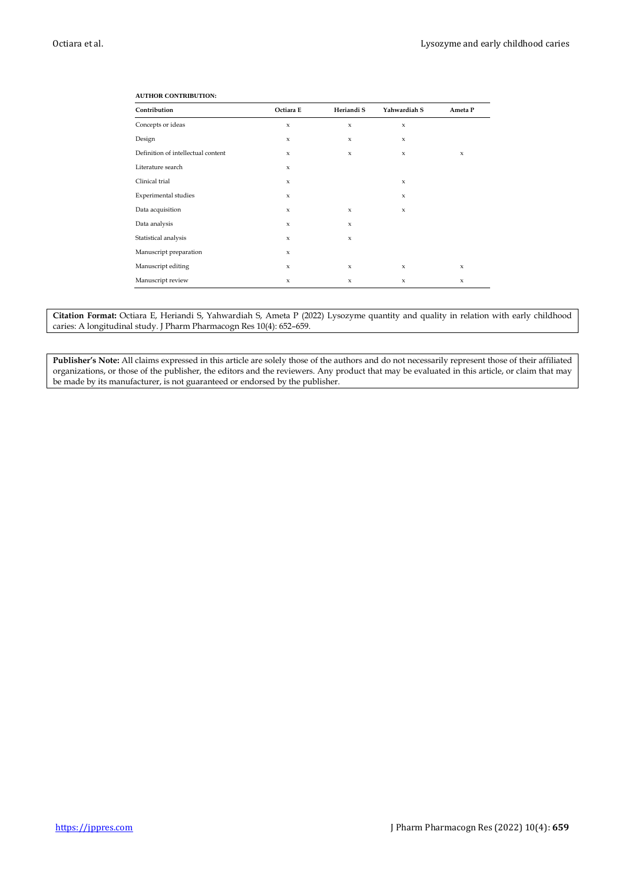**AUTHOR CONTRIBUTION:**

| Contribution | Octiara E | Heriandi S | Yahwardiah S | Ameta P |
|---|---|---|---|---|
| Concepts or ideas | x | x | x | |
| Design | x | x | x | |
| Definition of intellectual content | x | x | x | x |
| Literature search | x | | | |
| Clinical trial | x | | x | |
| Experimental studies | x | | x | |
| Data acquisition | x | x | x | |
| Data analysis | x | x | | |
| Statistical analysis | x | x | | |
| Manuscript preparation | x | | | |
| Manuscript editing | x | x | x | x |
| Manuscript review | x | x | x | x |

**Citation Format:** Octiara E, Heriandi S, Yahwardiah S, Ameta P (2022) Lysozyme quantity and quality in relation with early childhood caries: A longitudinal study. J Pharm Pharmacogn Res 10(4): 652–659.

**Publisher's Note:** All claims expressed in this article are solely those of the authors and do not necessarily represent those of their affiliated organizations, or those of the publisher, the editors and the reviewers. Any product that may be evaluated in this article, or claim that may be made by its manufacturer, is not guaranteed or endorsed by the publisher.